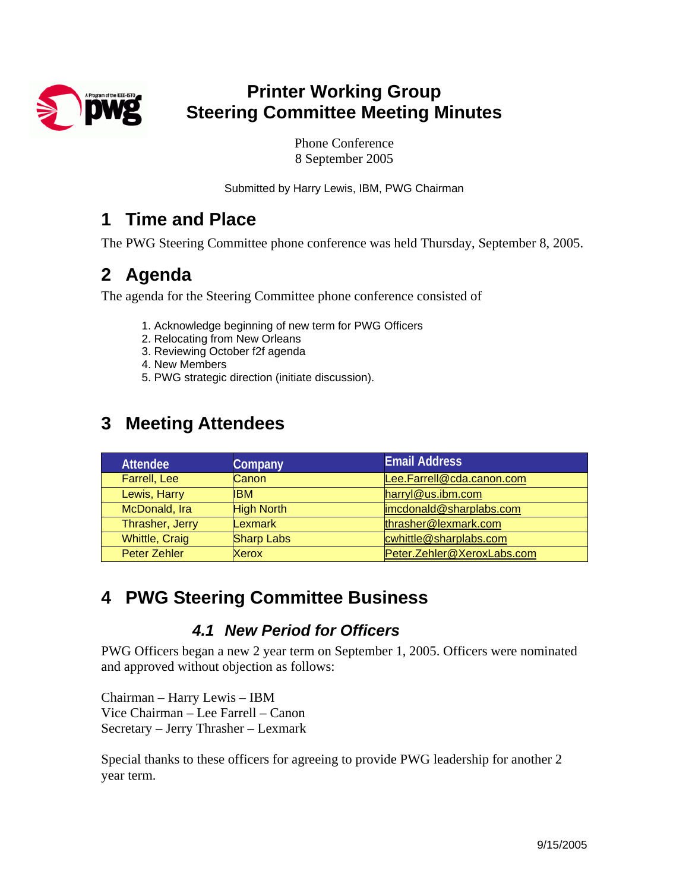# Printer Working Group
# Steering Committee Meeting Minutes

Phone Conference
8 September 2005

Submitted by Harry Lewis, IBM, PWG Chairman

## 1 Time and Place

The PWG Steering Committee phone conference was held Thursday, September 8, 2005.

## 2 Agenda

The agenda for the Steering Committee phone conference consisted of

1. Acknowledge beginning of new term for PWG Officers
2. Relocating from New Orleans
3. Reviewing October f2f agenda
4. New Members
5. PWG strategic direction (initiate discussion).

## 3 Meeting Attendees

| Attendee | Company | Email Address |
| --- | --- | --- |
| Farrell, Lee | Canon | Lee.Farrell@cda.canon.com |
| Lewis, Harry | IBM | harryl@us.ibm.com |
| McDonald, Ira | High North | imcdonald@sharplabs.com |
| Thrasher, Jerry | Lexmark | thrasher@lexmark.com |
| Whittle, Craig | Sharp Labs | cwhittle@sharplabs.com |
| Peter Zehler | Xerox | Peter.Zehler@XeroxLabs.com |

## 4 PWG Steering Committee Business

### *4.1 New Period for Officers*

PWG Officers began a new 2 year term on September 1, 2005. Officers were nominated and approved without objection as follows:

Chairman – Harry Lewis – IBM
Vice Chairman – Lee Farrell – Canon
Secretary – Jerry Thrasher – Lexmark

Special thanks to these officers for agreeing to provide PWG leadership for another 2 year term.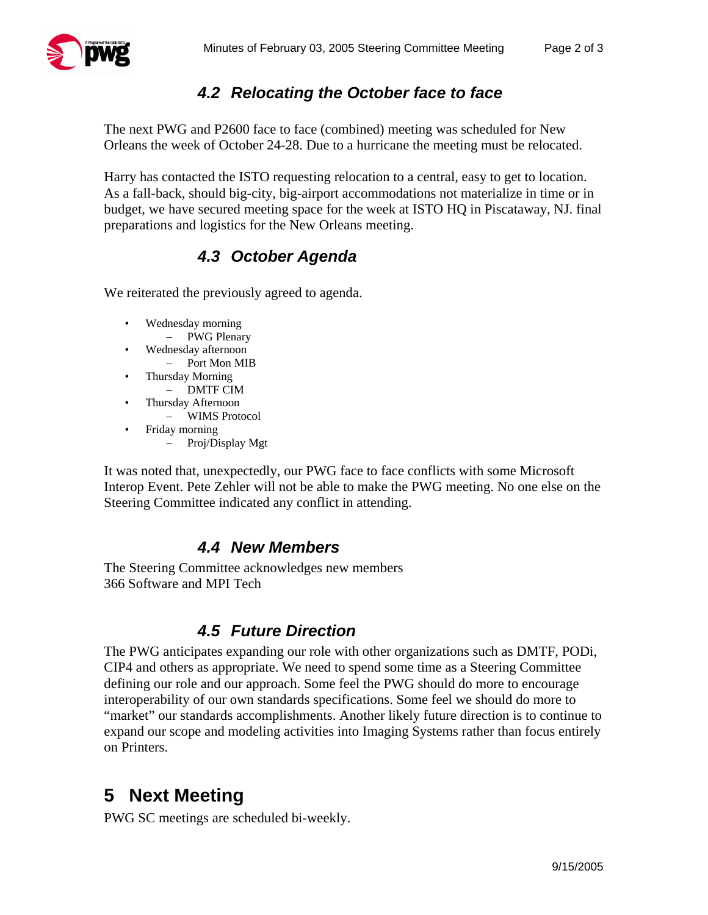### *4.2 Relocating the October face to face*

The next PWG and P2600 face to face (combined) meeting was scheduled for New Orleans the week of October 24-28. Due to a hurricane the meeting must be relocated.

Harry has contacted the ISTO requesting relocation to a central, easy to get to location. As a fall-back, should big-city, big-airport accommodations not materialize in time or in budget, we have secured meeting space for the week at ISTO HQ in Piscataway, NJ. final preparations and logistics for the New Orleans meeting.

### *4.3 October Agenda*

We reiterated the previously agreed to agenda.

- Wednesday morning
  - PWG Plenary
- Wednesday afternoon
  - Port Mon MIB
- Thursday Morning
  - DMTF CIM
- Thursday Afternoon
  - WIMS Protocol
- Friday morning
  - Proj/Display Mgt

It was noted that, unexpectedly, our PWG face to face conflicts with some Microsoft Interop Event. Pete Zehler will not be able to make the PWG meeting. No one else on the Steering Committee indicated any conflict in attending.

### *4.4 New Members*

The Steering Committee acknowledges new members
366 Software and MPI Tech

### *4.5 Future Direction*

The PWG anticipates expanding our role with other organizations such as DMTF, PODi, CIP4 and others as appropriate. We need to spend some time as a Steering Committee defining our role and our approach. Some feel the PWG should do more to encourage interoperability of our own standards specifications. Some feel we should do more to "market" our standards accomplishments. Another likely future direction is to continue to expand our scope and modeling activities into Imaging Systems rather than focus entirely on Printers.

## 5 Next Meeting

PWG SC meetings are scheduled bi-weekly.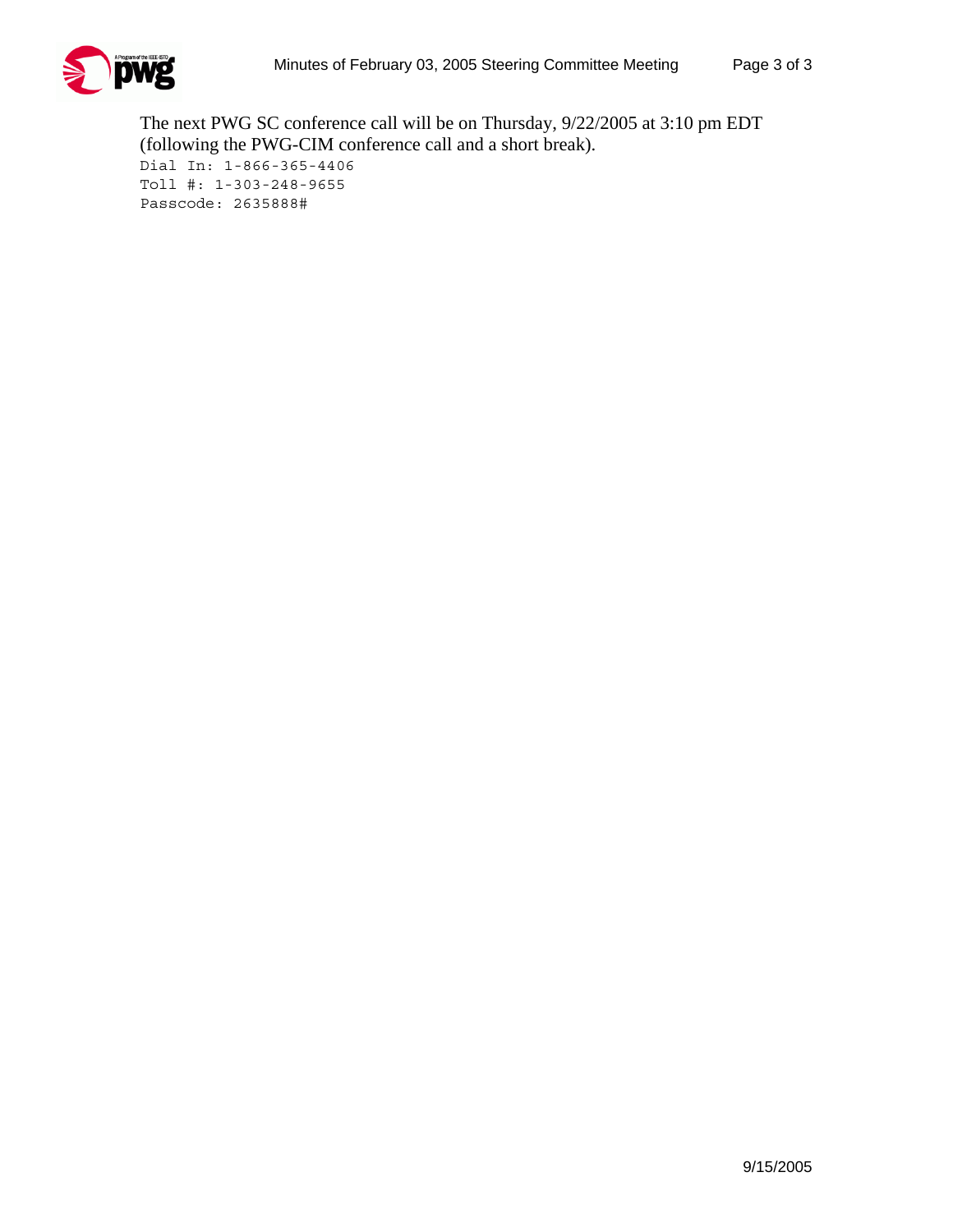The next PWG SC conference call will be on Thursday, 9/22/2005 at 3:10 pm EDT (following the PWG-CIM conference call and a short break).

```
Dial In: 1-866-365-4406
Toll #: 1-303-248-9655
Passcode: 2635888#
```